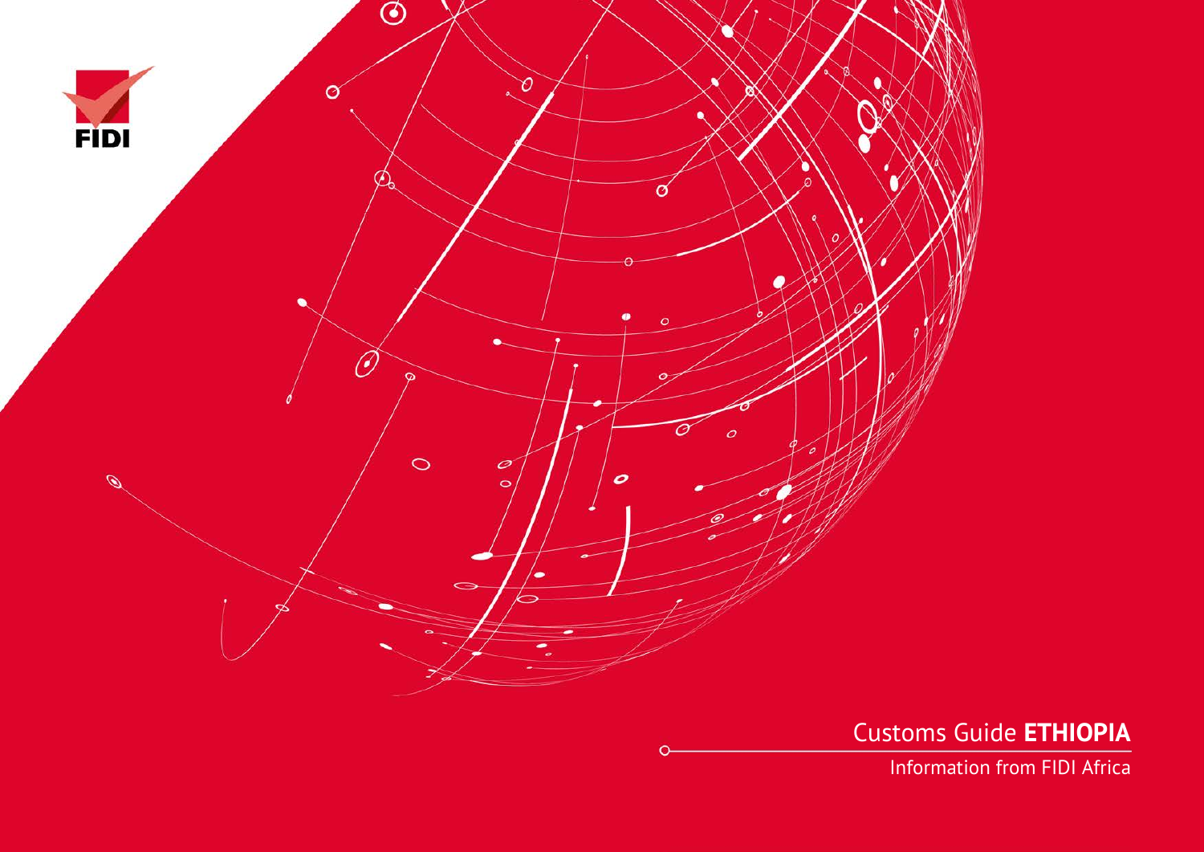FIDI

# Customs Guide **ETHIOPIA**

Information from FIDI Africa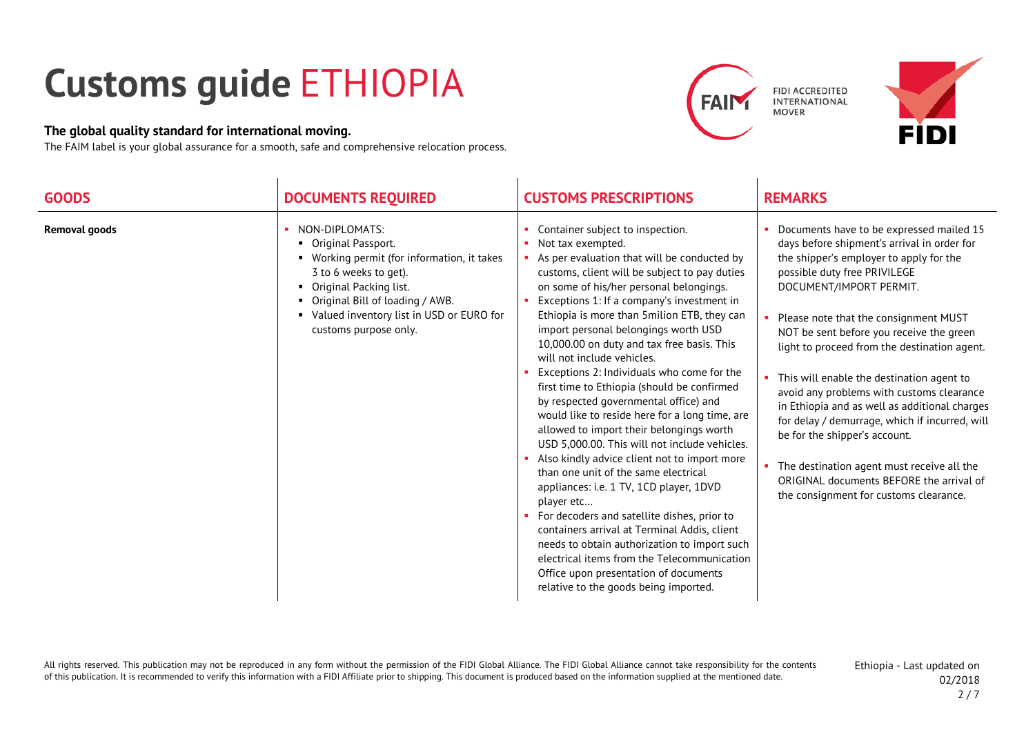# Customs guide ETHIOPIA

**The global quality standard for international moving.**

The FAIM label is your global assurance for a smooth, safe and comprehensive relocation process.

| GOODS | DOCUMENTS REQUIRED | CUSTOMS PRESCRIPTIONS | REMARKS |
|---|---|---|---|
| **Removal goods** | ▪ NON-DIPLOMATS:<br>▪ Original Passport.<br>▪ Working permit (for information, it takes 3 to 6 weeks to get).<br>▪ Original Packing list.<br>▪ Original Bill of loading / AWB.<br>▪ Valued inventory list in USD or EURO for customs purpose only. | ▪ Container subject to inspection.<br>▪ Not tax exempted.<br>▪ As per evaluation that will be conducted by customs, client will be subject to pay duties on some of his/her personal belongings.<br>▪ Exceptions 1: If a company's investment in Ethiopia is more than 5milion ETB, they can import personal belongings worth USD 10,000.00 on duty and tax free basis. This will not include vehicles.<br>▪ Exceptions 2: Individuals who come for the first time to Ethiopia (should be confirmed by respected governmental office) and would like to reside here for a long time, are allowed to import their belongings worth USD 5,000.00. This will not include vehicles.<br>▪ Also kindly advice client not to import more than one unit of the same electrical appliances: i.e. 1 TV, 1CD player, 1DVD player etc…<br>▪ For decoders and satellite dishes, prior to containers arrival at Terminal Addis, client needs to obtain authorization to import such electrical items from the Telecommunication Office upon presentation of documents relative to the goods being imported. | ▪ Documents have to be expressed mailed 15 days before shipment's arrival in order for the shipper's employer to apply for the possible duty free PRIVILEGE DOCUMENT/IMPORT PERMIT.<br>▪ Please note that the consignment MUST NOT be sent before you receive the green light to proceed from the destination agent.<br>▪ This will enable the destination agent to avoid any problems with customs clearance in Ethiopia and as well as additional charges for delay / demurrage, which if incurred, will be for the shipper's account.<br>▪ The destination agent must receive all the ORIGINAL documents BEFORE the arrival of the consignment for customs clearance. |

All rights reserved. This publication may not be reproduced in any form without the permission of the FIDI Global Alliance. The FIDI Global Alliance cannot take responsibility for the contents of this publication. It is recommended to verify this information with a FIDI Affiliate prior to shipping. This document is produced based on the information supplied at the mentioned date.

Ethiopia - Last updated on 02/2018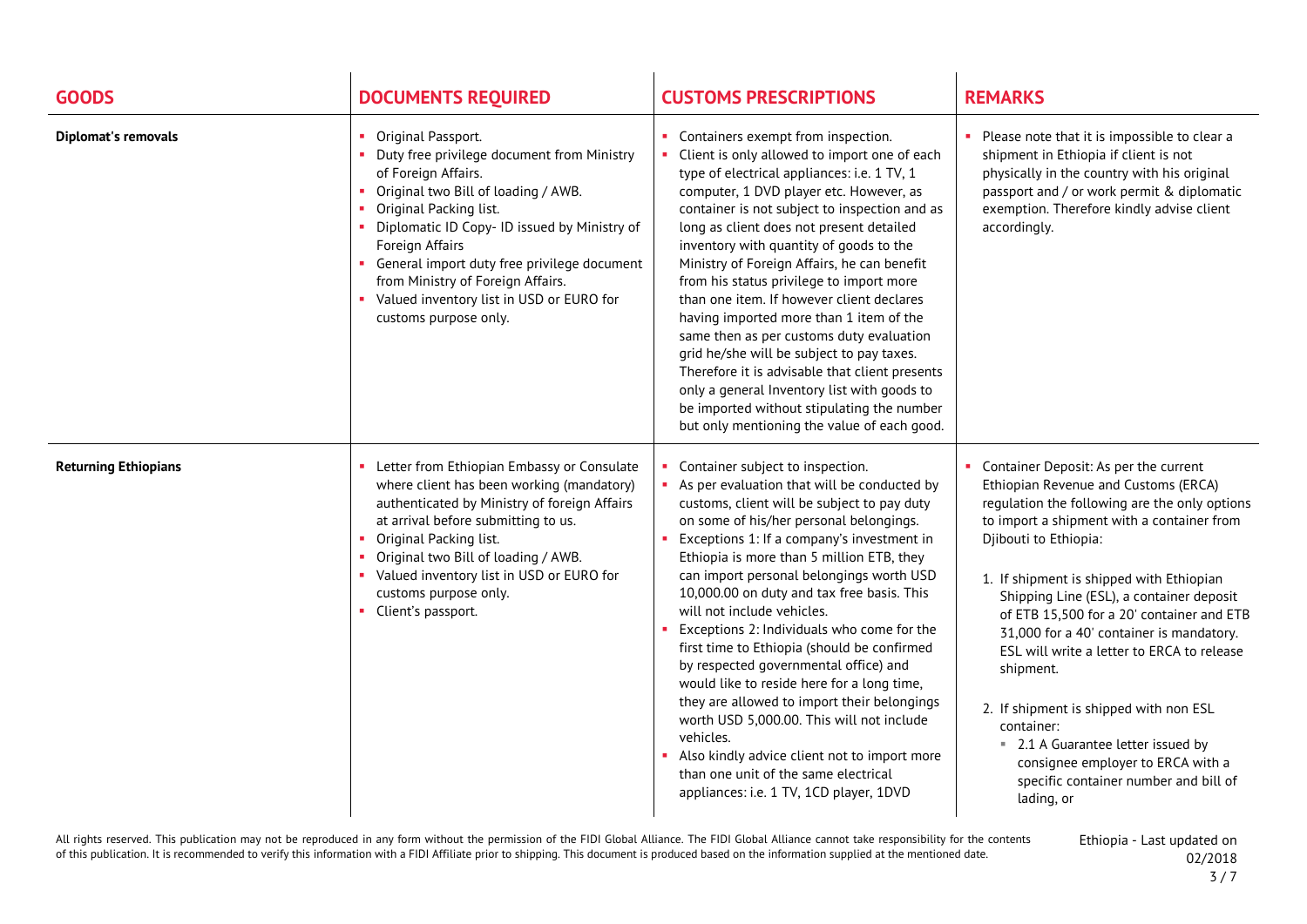| GOODS | DOCUMENTS REQUIRED | CUSTOMS PRESCRIPTIONS | REMARKS |
|---|---|---|---|
| **Diplomat's removals** | ▪ Original Passport.<br>▪ Duty free privilege document from Ministry of Foreign Affairs.<br>▪ Original two Bill of loading / AWB.<br>▪ Original Packing list.<br>▪ Diplomatic ID Copy- ID issued by Ministry of Foreign Affairs<br>▪ General import duty free privilege document from Ministry of Foreign Affairs.<br>▪ Valued inventory list in USD or EURO for customs purpose only. | ▪ Containers exempt from inspection.<br>▪ Client is only allowed to import one of each type of electrical appliances: i.e. 1 TV, 1 computer, 1 DVD player etc. However, as container is not subject to inspection and as long as client does not present detailed inventory with quantity of goods to the Ministry of Foreign Affairs, he can benefit from his status privilege to import more than one item. If however client declares having imported more than 1 item of the same then as per customs duty evaluation grid he/she will be subject to pay taxes. Therefore it is advisable that client presents only a general Inventory list with goods to be imported without stipulating the number but only mentioning the value of each good. | ▪ Please note that it is impossible to clear a shipment in Ethiopia if client is not physically in the country with his original passport and / or work permit & diplomatic exemption. Therefore kindly advise client accordingly. |
| **Returning Ethiopians** | ▪ Letter from Ethiopian Embassy or Consulate where client has been working (mandatory) authenticated by Ministry of foreign Affairs at arrival before submitting to us.<br>▪ Original Packing list.<br>▪ Original two Bill of loading / AWB.<br>▪ Valued inventory list in USD or EURO for customs purpose only.<br>▪ Client's passport. | ▪ Container subject to inspection.<br>▪ As per evaluation that will be conducted by customs, client will be subject to pay duty on some of his/her personal belongings.<br>▪ Exceptions 1: If a company's investment in Ethiopia is more than 5 million ETB, they can import personal belongings worth USD 10,000.00 on duty and tax free basis. This will not include vehicles.<br>▪ Exceptions 2: Individuals who come for the first time to Ethiopia (should be confirmed by respected governmental office) and would like to reside here for a long time, they are allowed to import their belongings worth USD 5,000.00. This will not include vehicles.<br>▪ Also kindly advice client not to import more than one unit of the same electrical appliances: i.e. 1 TV, 1CD player, 1DVD | ▪ Container Deposit: As per the current Ethiopian Revenue and Customs (ERCA) regulation the following are the only options to import a shipment with a container from Djibouti to Ethiopia:<br><br>1. If shipment is shipped with Ethiopian Shipping Line (ESL), a container deposit of ETB 15,500 for a 20' container and ETB 31,000 for a 40' container is mandatory. ESL will write a letter to ERCA to release shipment.<br><br>2. If shipment is shipped with non ESL container:<br>▪ 2.1 A Guarantee letter issued by consignee employer to ERCA with a specific container number and bill of lading, or |

All rights reserved. This publication may not be reproduced in any form without the permission of the FIDI Global Alliance. The FIDI Global Alliance cannot take responsibility for the contents of this publication. It is recommended to verify this information with a FIDI Affiliate prior to shipping. This document is produced based on the information supplied at the mentioned date.

Ethiopia - Last updated on 02/2018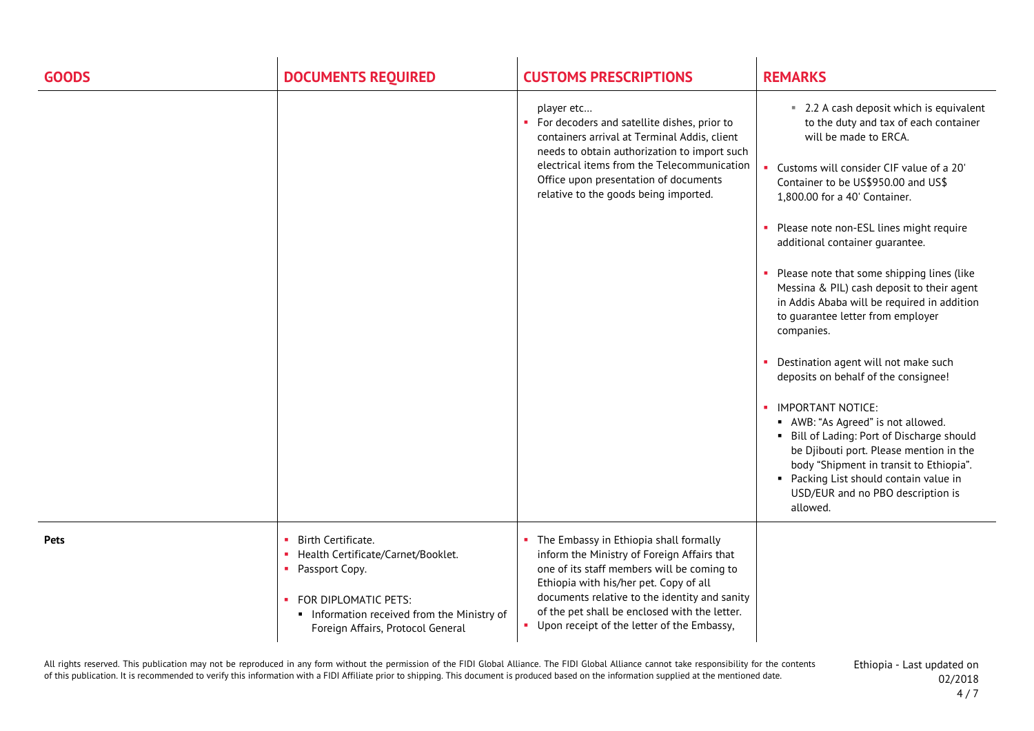| GOODS | DOCUMENTS REQUIRED | CUSTOMS PRESCRIPTIONS | REMARKS |
|---|---|---|---|
| | | player etc…<br>- For decoders and satellite dishes, prior to containers arrival at Terminal Addis, client needs to obtain authorization to import such electrical items from the Telecommunication Office upon presentation of documents relative to the goods being imported. | - 2.2 A cash deposit which is equivalent to the duty and tax of each container will be made to ERCA.<br>- Customs will consider CIF value of a 20' Container to be US$950.00 and US$ 1,800.00 for a 40' Container.<br>- Please note non-ESL lines might require additional container guarantee.<br>- Please note that some shipping lines (like Messina & PIL) cash deposit to their agent in Addis Ababa will be required in addition to guarantee letter from employer companies.<br>- Destination agent will not make such deposits on behalf of the consignee!<br>- IMPORTANT NOTICE:<br>  - AWB: "As Agreed" is not allowed.<br>  - Bill of Lading: Port of Discharge should be Djibouti port. Please mention in the body "Shipment in transit to Ethiopia".<br>  - Packing List should contain value in USD/EUR and no PBO description is allowed. |
| **Pets** | - Birth Certificate.<br>- Health Certificate/Carnet/Booklet.<br>- Passport Copy.<br>- FOR DIPLOMATIC PETS:<br>  - Information received from the Ministry of Foreign Affairs, Protocol General | - The Embassy in Ethiopia shall formally inform the Ministry of Foreign Affairs that one of its staff members will be coming to Ethiopia with his/her pet. Copy of all documents relative to the identity and sanity of the pet shall be enclosed with the letter.<br>- Upon receipt of the letter of the Embassy, | |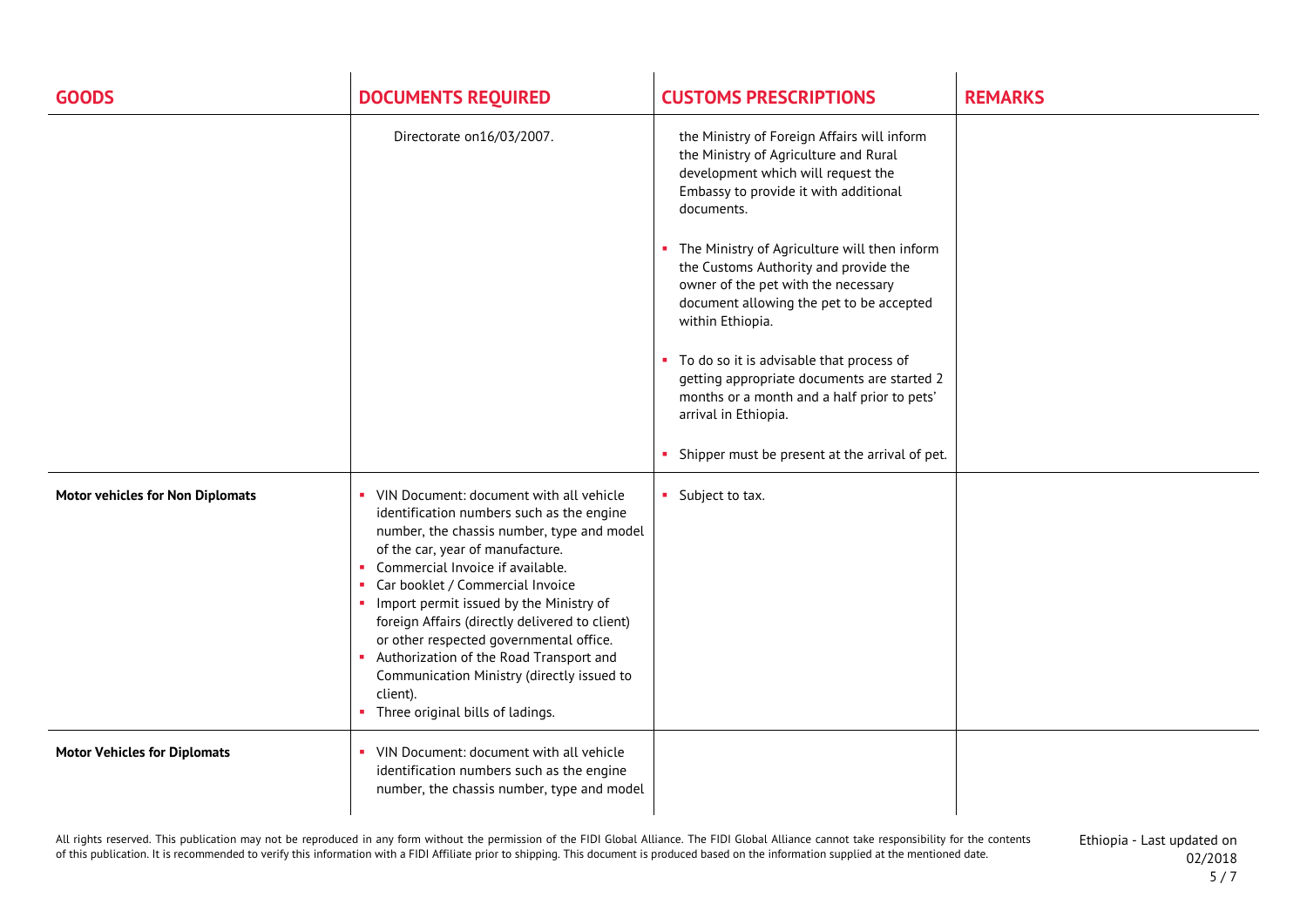| GOODS | DOCUMENTS REQUIRED | CUSTOMS PRESCRIPTIONS | REMARKS |
|---|---|---|---|
| | Directorate on16/03/2007. | the Ministry of Foreign Affairs will inform the Ministry of Agriculture and Rural development which will request the Embassy to provide it with additional documents.<br><br>- The Ministry of Agriculture will then inform the Customs Authority and provide the owner of the pet with the necessary document allowing the pet to be accepted within Ethiopia.<br><br>- To do so it is advisable that process of getting appropriate documents are started 2 months or a month and a half prior to pets' arrival in Ethiopia.<br><br>- Shipper must be present at the arrival of pet. | |
| **Motor vehicles for Non Diplomats** | - VIN Document: document with all vehicle identification numbers such as the engine number, the chassis number, type and model of the car, year of manufacture.<br>- Commercial Invoice if available.<br>- Car booklet / Commercial Invoice<br>- Import permit issued by the Ministry of foreign Affairs (directly delivered to client) or other respected governmental office.<br>- Authorization of the Road Transport and Communication Ministry (directly issued to client).<br>- Three original bills of ladings. | - Subject to tax. | |
| **Motor Vehicles for Diplomats** | - VIN Document: document with all vehicle identification numbers such as the engine number, the chassis number, type and model | | |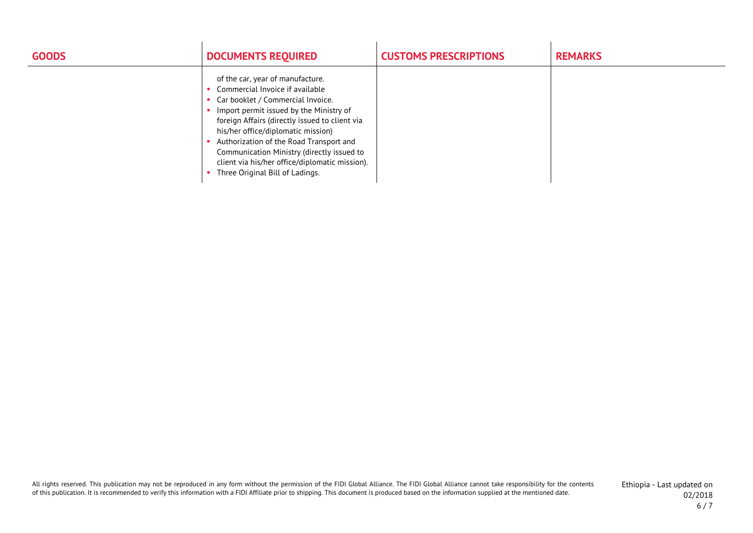| GOODS | DOCUMENTS REQUIRED | CUSTOMS PRESCRIPTIONS | REMARKS |
|---|---|---|---|
| | of the car, year of manufacture.<br>▪ Commercial Invoice if available<br>▪ Car booklet / Commercial Invoice.<br>▪ Import permit issued by the Ministry of foreign Affairs (directly issued to client via his/her office/diplomatic mission)<br>▪ Authorization of the Road Transport and Communication Ministry (directly issued to client via his/her office/diplomatic mission).<br>▪ Three Original Bill of Ladings. | | |

All rights reserved. This publication may not be reproduced in any form without the permission of the FIDI Global Alliance. The FIDI Global Alliance cannot take responsibility for the contents of this publication. It is recommended to verify this information with a FIDI Affiliate prior to shipping. This document is produced based on the information supplied at the mentioned date.

Ethiopia - Last updated on 02/2018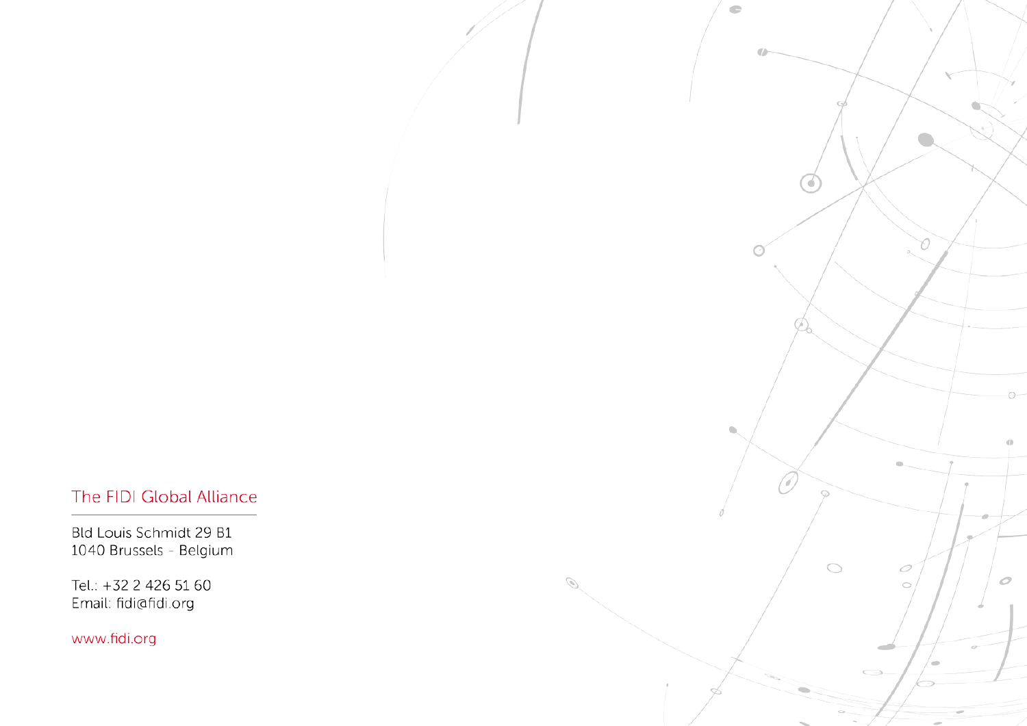The FIDI Global Alliance

Bld Louis Schmidt 29 B1
1040 Brussels - Belgium

Tel.: +32 2 426 51 60
Email: fidi@fidi.org

www.fidi.org